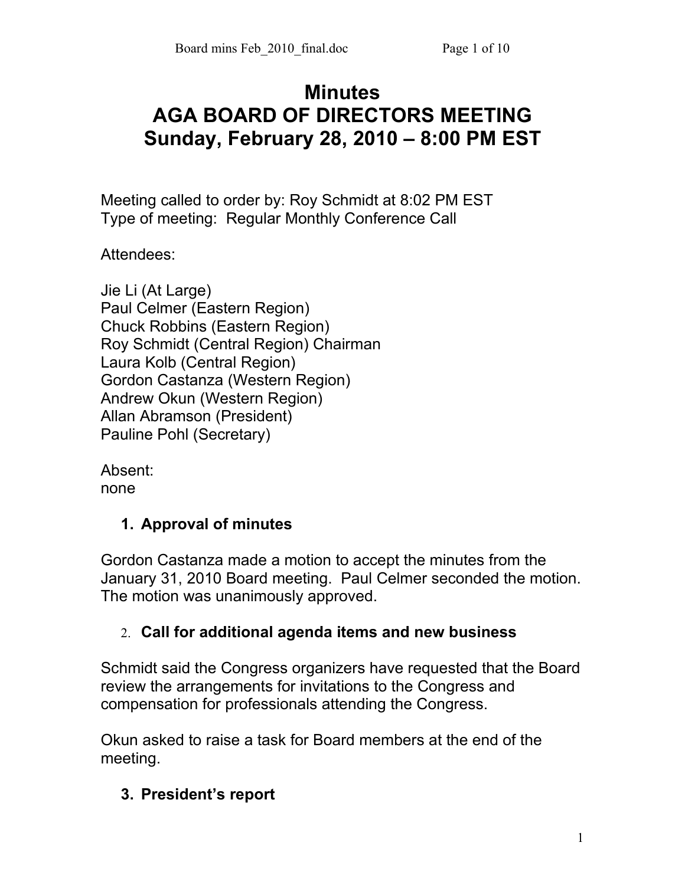# Minutes
# AGA BOARD OF DIRECTORS MEETING
# Sunday, February 28, 2010 – 8:00 PM EST

Meeting called to order by: Roy Schmidt at 8:02 PM EST
Type of meeting: Regular Monthly Conference Call

Attendees:

Jie Li (At Large)
Paul Celmer (Eastern Region)
Chuck Robbins (Eastern Region)
Roy Schmidt (Central Region) Chairman
Laura Kolb (Central Region)
Gordon Castanza (Western Region)
Andrew Okun (Western Region)
Allan Abramson (President)
Pauline Pohl (Secretary)

Absent:
none

## 1. Approval of minutes

Gordon Castanza made a motion to accept the minutes from the January 31, 2010 Board meeting. Paul Celmer seconded the motion. The motion was unanimously approved.

## 2. Call for additional agenda items and new business

Schmidt said the Congress organizers have requested that the Board review the arrangements for invitations to the Congress and compensation for professionals attending the Congress.

Okun asked to raise a task for Board members at the end of the meeting.

## 3. President's report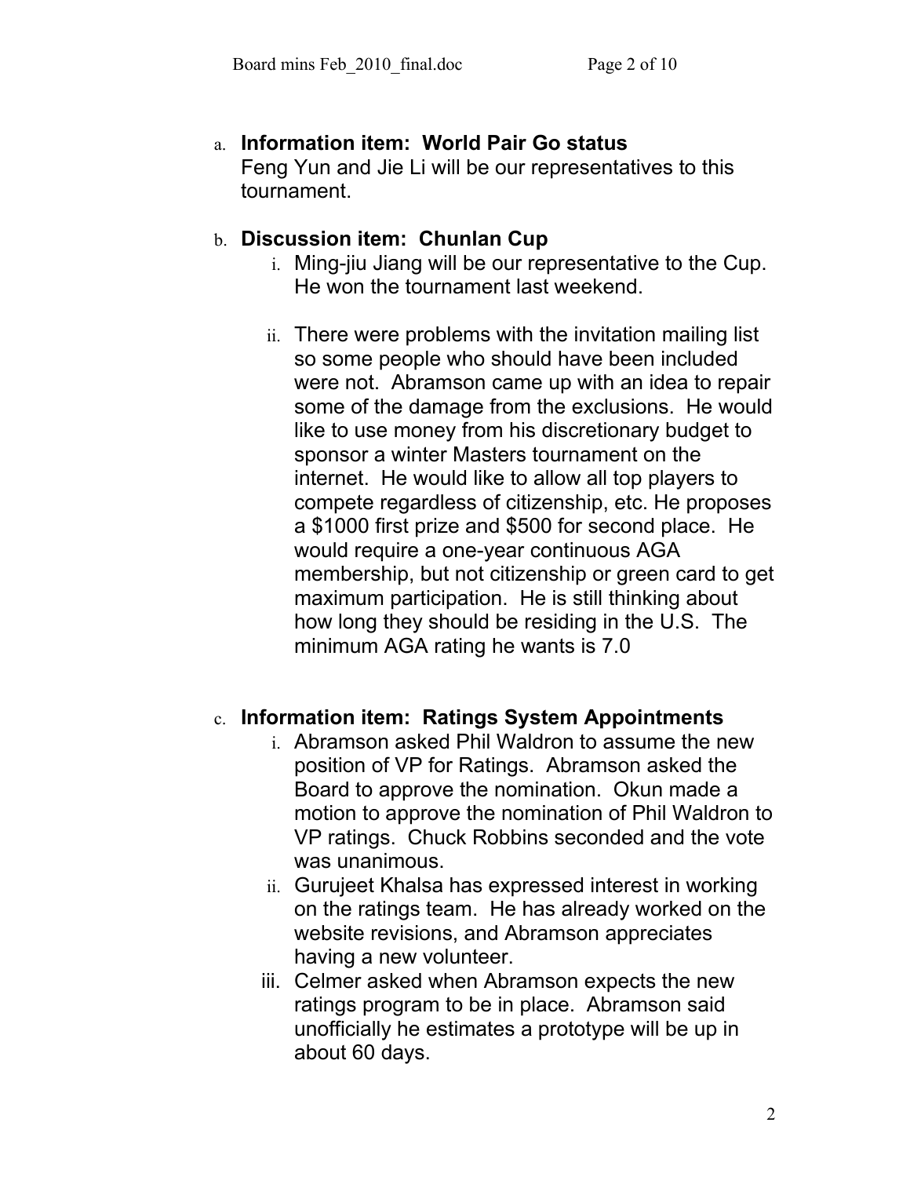a. **Information item: World Pair Go status**
   Feng Yun and Jie Li will be our representatives to this tournament.

b. **Discussion item: Chunlan Cup**
   i. Ming-jiu Jiang will be our representative to the Cup. He won the tournament last weekend.

   ii. There were problems with the invitation mailing list so some people who should have been included were not. Abramson came up with an idea to repair some of the damage from the exclusions. He would like to use money from his discretionary budget to sponsor a winter Masters tournament on the internet. He would like to allow all top players to compete regardless of citizenship, etc. He proposes a $1000 first prize and $500 for second place. He would require a one-year continuous AGA membership, but not citizenship or green card to get maximum participation. He is still thinking about how long they should be residing in the U.S. The minimum AGA rating he wants is 7.0

c. **Information item: Ratings System Appointments**
   i. Abramson asked Phil Waldron to assume the new position of VP for Ratings. Abramson asked the Board to approve the nomination. Okun made a motion to approve the nomination of Phil Waldron to VP ratings. Chuck Robbins seconded and the vote was unanimous.
   ii. Gurujeet Khalsa has expressed interest in working on the ratings team. He has already worked on the website revisions, and Abramson appreciates having a new volunteer.
   iii. Celmer asked when Abramson expects the new ratings program to be in place. Abramson said unofficially he estimates a prototype will be up in about 60 days.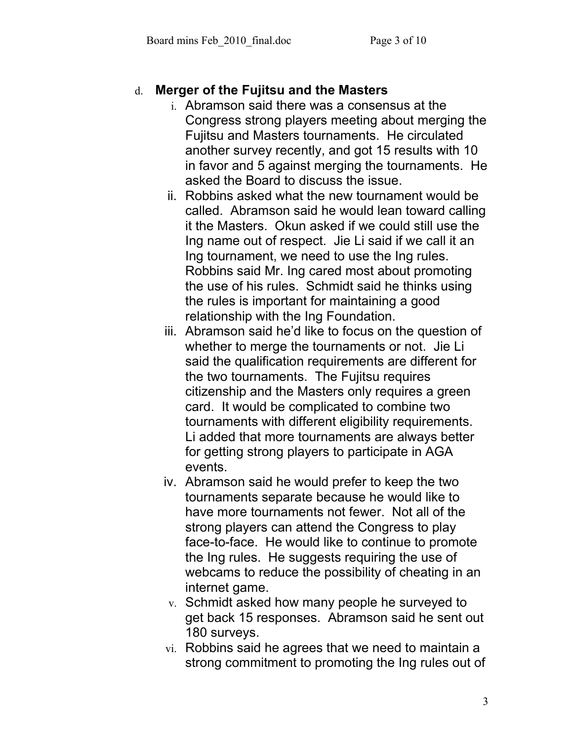d. **Merger of the Fujitsu and the Masters**

   i. Abramson said there was a consensus at the Congress strong players meeting about merging the Fujitsu and Masters tournaments. He circulated another survey recently, and got 15 results with 10 in favor and 5 against merging the tournaments. He asked the Board to discuss the issue.

   ii. Robbins asked what the new tournament would be called. Abramson said he would lean toward calling it the Masters. Okun asked if we could still use the Ing name out of respect. Jie Li said if we call it an Ing tournament, we need to use the Ing rules. Robbins said Mr. Ing cared most about promoting the use of his rules. Schmidt said he thinks using the rules is important for maintaining a good relationship with the Ing Foundation.

   iii. Abramson said he'd like to focus on the question of whether to merge the tournaments or not. Jie Li said the qualification requirements are different for the two tournaments. The Fujitsu requires citizenship and the Masters only requires a green card. It would be complicated to combine two tournaments with different eligibility requirements. Li added that more tournaments are always better for getting strong players to participate in AGA events.

   iv. Abramson said he would prefer to keep the two tournaments separate because he would like to have more tournaments not fewer. Not all of the strong players can attend the Congress to play face-to-face. He would like to continue to promote the Ing rules. He suggests requiring the use of webcams to reduce the possibility of cheating in an internet game.

   v. Schmidt asked how many people he surveyed to get back 15 responses. Abramson said he sent out 180 surveys.

   vi. Robbins said he agrees that we need to maintain a strong commitment to promoting the Ing rules out of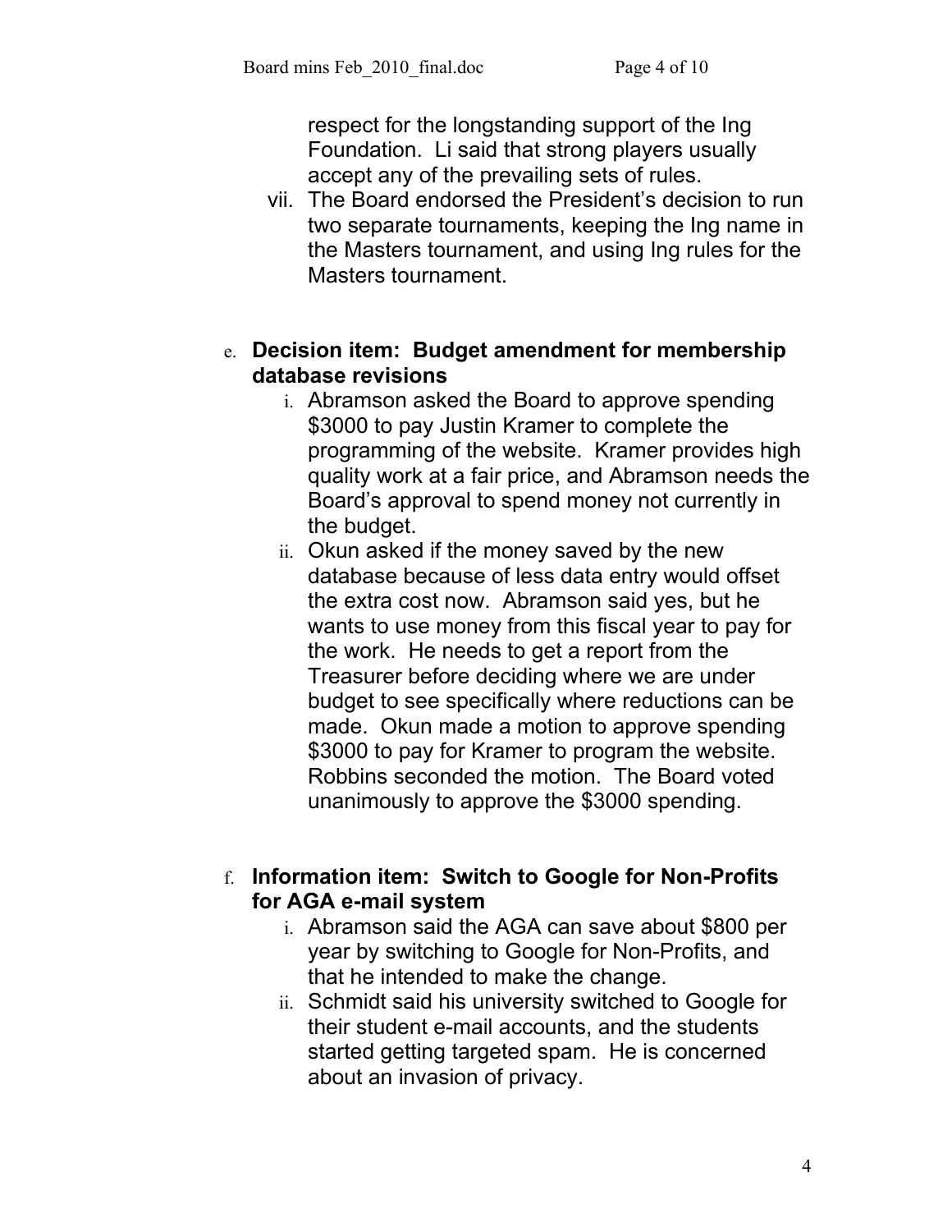respect for the longstanding support of the Ing Foundation. Li said that strong players usually accept any of the prevailing sets of rules.

vii. The Board endorsed the President's decision to run two separate tournaments, keeping the Ing name in the Masters tournament, and using Ing rules for the Masters tournament.

e. **Decision item: Budget amendment for membership database revisions**

   i. Abramson asked the Board to approve spending $3000 to pay Justin Kramer to complete the programming of the website. Kramer provides high quality work at a fair price, and Abramson needs the Board's approval to spend money not currently in the budget.

   ii. Okun asked if the money saved by the new database because of less data entry would offset the extra cost now. Abramson said yes, but he wants to use money from this fiscal year to pay for the work. He needs to get a report from the Treasurer before deciding where we are under budget to see specifically where reductions can be made. Okun made a motion to approve spending $3000 to pay for Kramer to program the website. Robbins seconded the motion. The Board voted unanimously to approve the $3000 spending.

f. **Information item: Switch to Google for Non-Profits for AGA e-mail system**

   i. Abramson said the AGA can save about $800 per year by switching to Google for Non-Profits, and that he intended to make the change.

   ii. Schmidt said his university switched to Google for their student e-mail accounts, and the students started getting targeted spam. He is concerned about an invasion of privacy.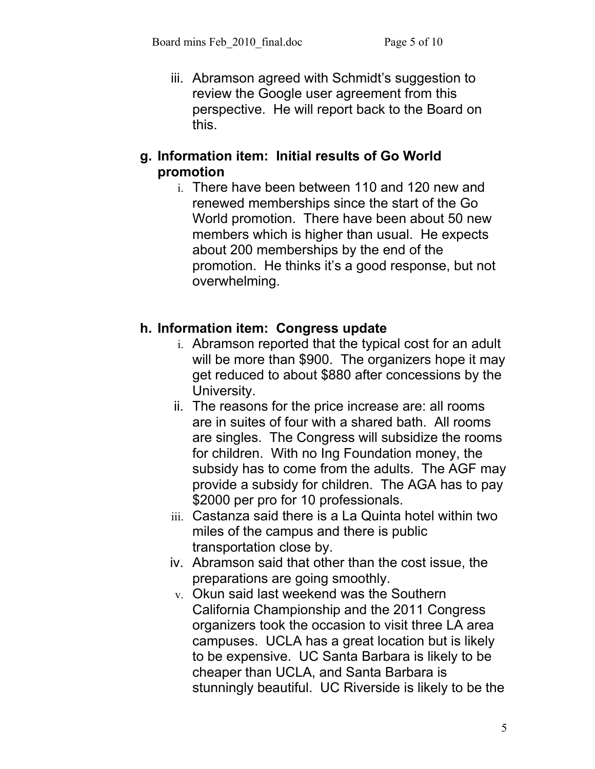iii. Abramson agreed with Schmidt's suggestion to review the Google user agreement from this perspective. He will report back to the Board on this.

**g. Information item: Initial results of Go World promotion**

i. There have been between 110 and 120 new and renewed memberships since the start of the Go World promotion. There have been about 50 new members which is higher than usual. He expects about 200 memberships by the end of the promotion. He thinks it's a good response, but not overwhelming.

**h. Information item: Congress update**

i. Abramson reported that the typical cost for an adult will be more than $900. The organizers hope it may get reduced to about $880 after concessions by the University.

ii. The reasons for the price increase are: all rooms are in suites of four with a shared bath. All rooms are singles. The Congress will subsidize the rooms for children. With no Ing Foundation money, the subsidy has to come from the adults. The AGF may provide a subsidy for children. The AGA has to pay $2000 per pro for 10 professionals.

iii. Castanza said there is a La Quinta hotel within two miles of the campus and there is public transportation close by.

iv. Abramson said that other than the cost issue, the preparations are going smoothly.

v. Okun said last weekend was the Southern California Championship and the 2011 Congress organizers took the occasion to visit three LA area campuses. UCLA has a great location but is likely to be expensive. UC Santa Barbara is likely to be cheaper than UCLA, and Santa Barbara is stunningly beautiful. UC Riverside is likely to be the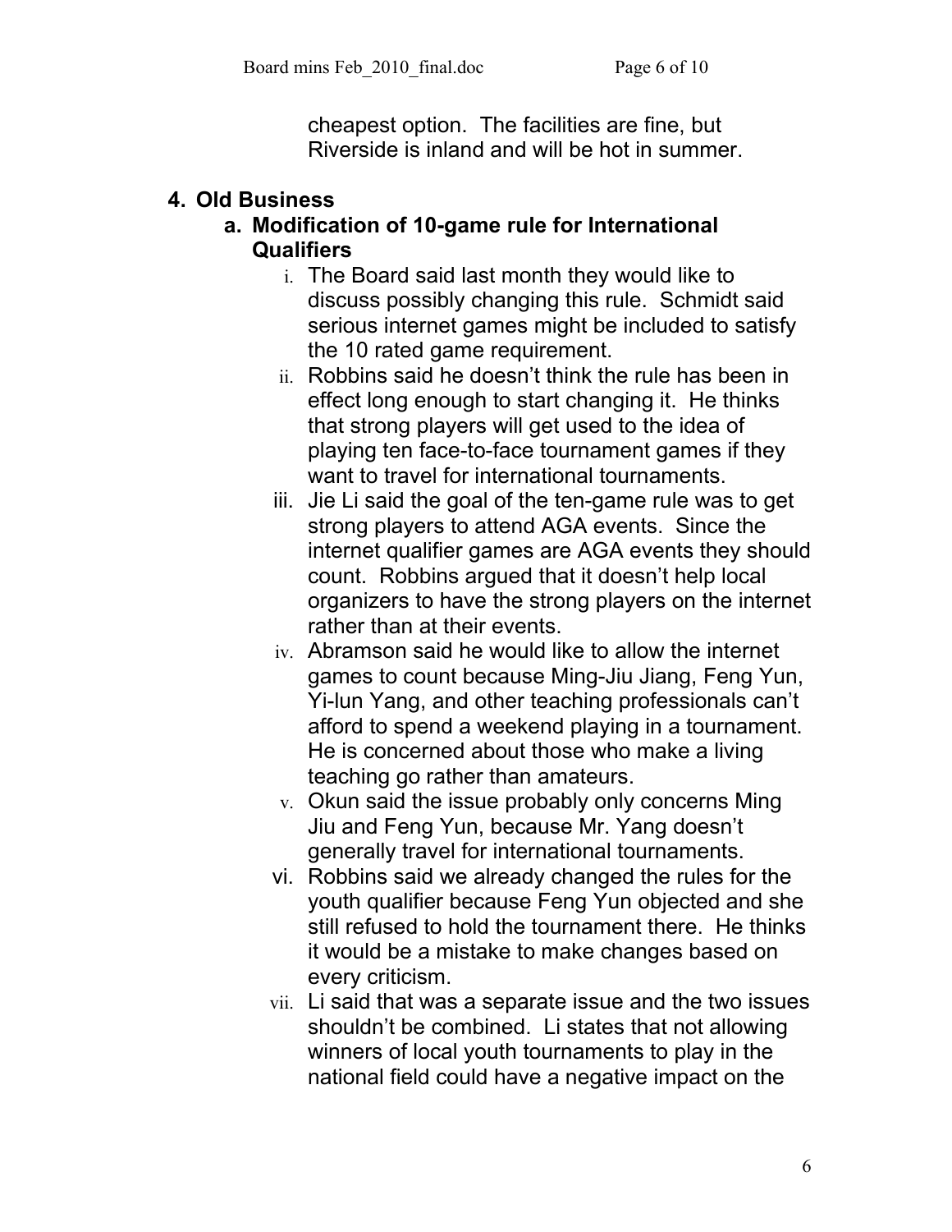cheapest option. The facilities are fine, but Riverside is inland and will be hot in summer.

4. **Old Business**

   a. **Modification of 10-game rule for International Qualifiers**

      i. The Board said last month they would like to discuss possibly changing this rule. Schmidt said serious internet games might be included to satisfy the 10 rated game requirement.

      ii. Robbins said he doesn't think the rule has been in effect long enough to start changing it. He thinks that strong players will get used to the idea of playing ten face-to-face tournament games if they want to travel for international tournaments.

      iii. Jie Li said the goal of the ten-game rule was to get strong players to attend AGA events. Since the internet qualifier games are AGA events they should count. Robbins argued that it doesn't help local organizers to have the strong players on the internet rather than at their events.

      iv. Abramson said he would like to allow the internet games to count because Ming-Jiu Jiang, Feng Yun, Yi-lun Yang, and other teaching professionals can't afford to spend a weekend playing in a tournament. He is concerned about those who make a living teaching go rather than amateurs.

      v. Okun said the issue probably only concerns Ming Jiu and Feng Yun, because Mr. Yang doesn't generally travel for international tournaments.

      vi. Robbins said we already changed the rules for the youth qualifier because Feng Yun objected and she still refused to hold the tournament there. He thinks it would be a mistake to make changes based on every criticism.

      vii. Li said that was a separate issue and the two issues shouldn't be combined. Li states that not allowing winners of local youth tournaments to play in the national field could have a negative impact on the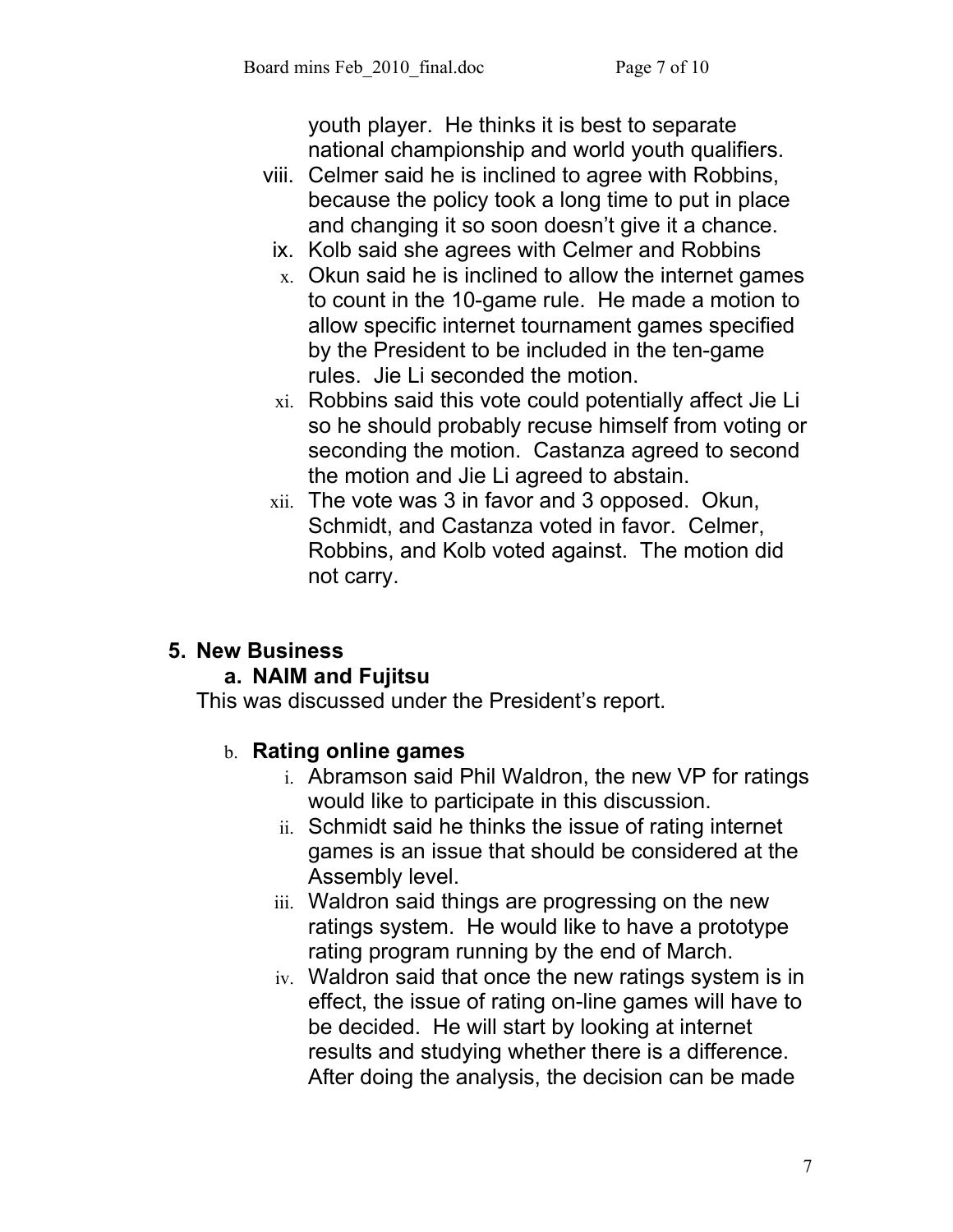youth player. He thinks it is best to separate national championship and world youth qualifiers.

viii. Celmer said he is inclined to agree with Robbins, because the policy took a long time to put in place and changing it so soon doesn't give it a chance.

ix. Kolb said she agrees with Celmer and Robbins

x. Okun said he is inclined to allow the internet games to count in the 10-game rule. He made a motion to allow specific internet tournament games specified by the President to be included in the ten-game rules. Jie Li seconded the motion.

xi. Robbins said this vote could potentially affect Jie Li so he should probably recuse himself from voting or seconding the motion. Castanza agreed to second the motion and Jie Li agreed to abstain.

xii. The vote was 3 in favor and 3 opposed. Okun, Schmidt, and Castanza voted in favor. Celmer, Robbins, and Kolb voted against. The motion did not carry.

## 5. New Business

### a. NAIM and Fujitsu

This was discussed under the President's report.

### b. Rating online games

i. Abramson said Phil Waldron, the new VP for ratings would like to participate in this discussion.

ii. Schmidt said he thinks the issue of rating internet games is an issue that should be considered at the Assembly level.

iii. Waldron said things are progressing on the new ratings system. He would like to have a prototype rating program running by the end of March.

iv. Waldron said that once the new ratings system is in effect, the issue of rating on-line games will have to be decided. He will start by looking at internet results and studying whether there is a difference. After doing the analysis, the decision can be made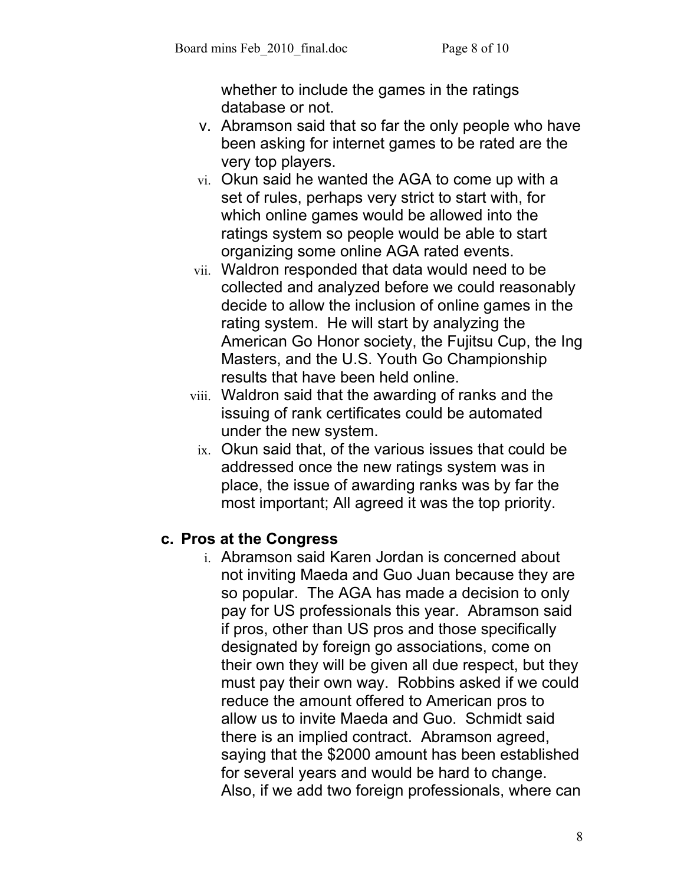whether to include the games in the ratings database or not.

v. Abramson said that so far the only people who have been asking for internet games to be rated are the very top players.

vi. Okun said he wanted the AGA to come up with a set of rules, perhaps very strict to start with, for which online games would be allowed into the ratings system so people would be able to start organizing some online AGA rated events.

vii. Waldron responded that data would need to be collected and analyzed before we could reasonably decide to allow the inclusion of online games in the rating system. He will start by analyzing the American Go Honor society, the Fujitsu Cup, the Ing Masters, and the U.S. Youth Go Championship results that have been held online.

viii. Waldron said that the awarding of ranks and the issuing of rank certificates could be automated under the new system.

ix. Okun said that, of the various issues that could be addressed once the new ratings system was in place, the issue of awarding ranks was by far the most important; All agreed it was the top priority.

### c. Pros at the Congress

i. Abramson said Karen Jordan is concerned about not inviting Maeda and Guo Juan because they are so popular. The AGA has made a decision to only pay for US professionals this year. Abramson said if pros, other than US pros and those specifically designated by foreign go associations, come on their own they will be given all due respect, but they must pay their own way. Robbins asked if we could reduce the amount offered to American pros to allow us to invite Maeda and Guo. Schmidt said there is an implied contract. Abramson agreed, saying that the $2000 amount has been established for several years and would be hard to change. Also, if we add two foreign professionals, where can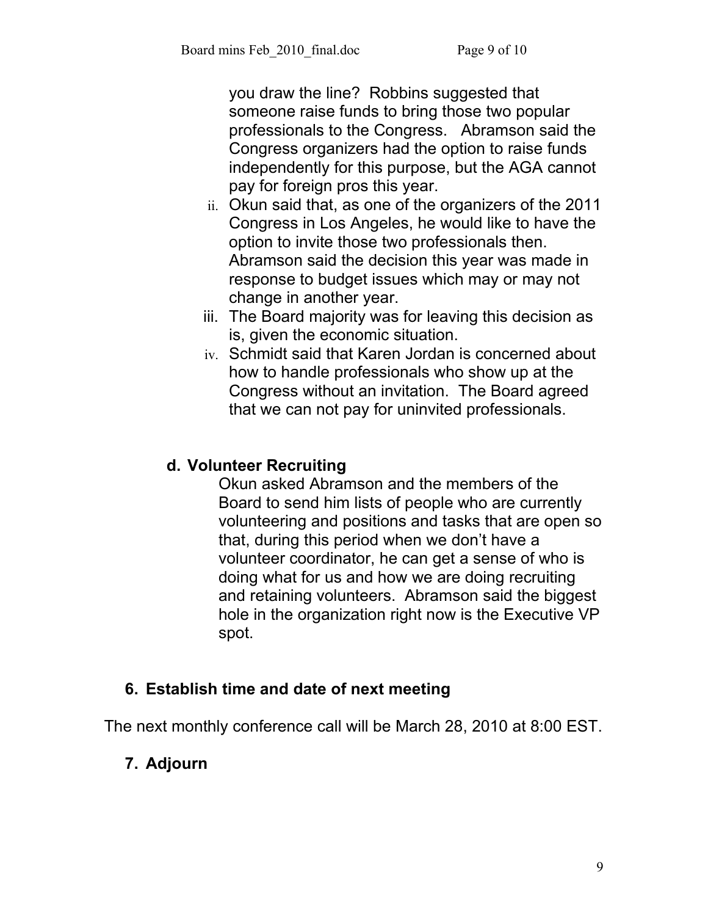you draw the line? Robbins suggested that someone raise funds to bring those two popular professionals to the Congress. Abramson said the Congress organizers had the option to raise funds independently for this purpose, but the AGA cannot pay for foreign pros this year.

ii. Okun said that, as one of the organizers of the 2011 Congress in Los Angeles, he would like to have the option to invite those two professionals then. Abramson said the decision this year was made in response to budget issues which may or may not change in another year.

iii. The Board majority was for leaving this decision as is, given the economic situation.

iv. Schmidt said that Karen Jordan is concerned about how to handle professionals who show up at the Congress without an invitation. The Board agreed that we can not pay for uninvited professionals.

### d. Volunteer Recruiting

Okun asked Abramson and the members of the Board to send him lists of people who are currently volunteering and positions and tasks that are open so that, during this period when we don't have a volunteer coordinator, he can get a sense of who is doing what for us and how we are doing recruiting and retaining volunteers. Abramson said the biggest hole in the organization right now is the Executive VP spot.

## 6. Establish time and date of next meeting

The next monthly conference call will be March 28, 2010 at 8:00 EST.

## 7. Adjourn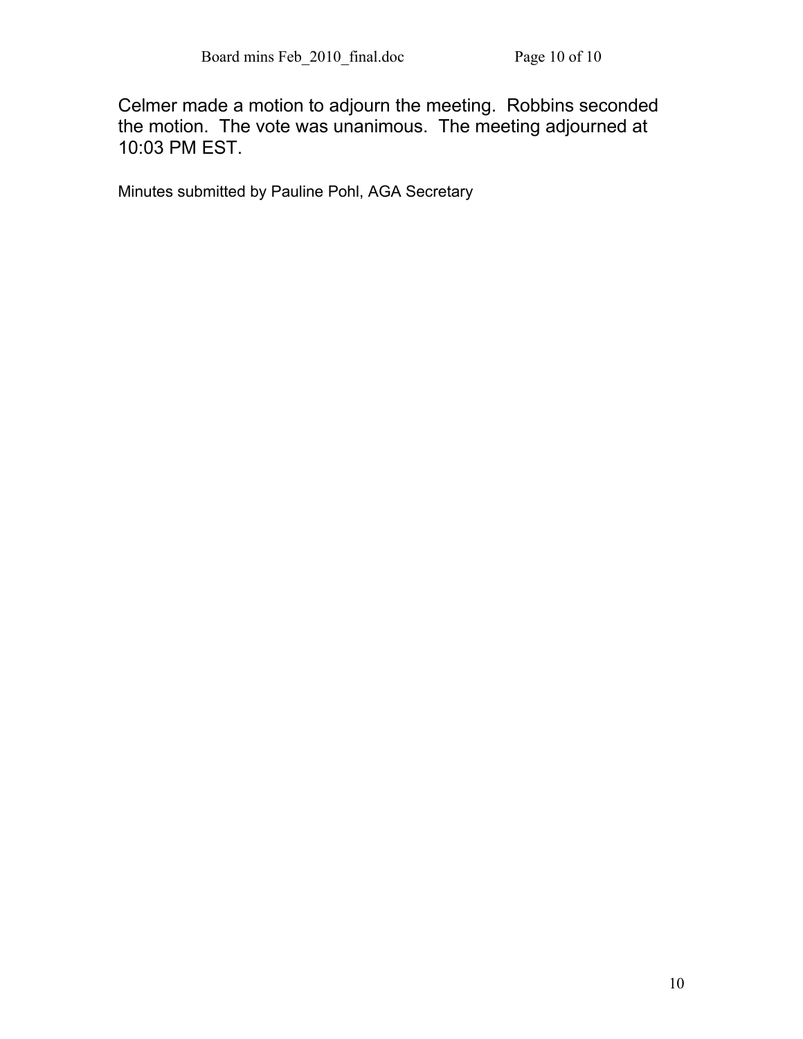Celmer made a motion to adjourn the meeting. Robbins seconded the motion. The vote was unanimous. The meeting adjourned at 10:03 PM EST.

Minutes submitted by Pauline Pohl, AGA Secretary